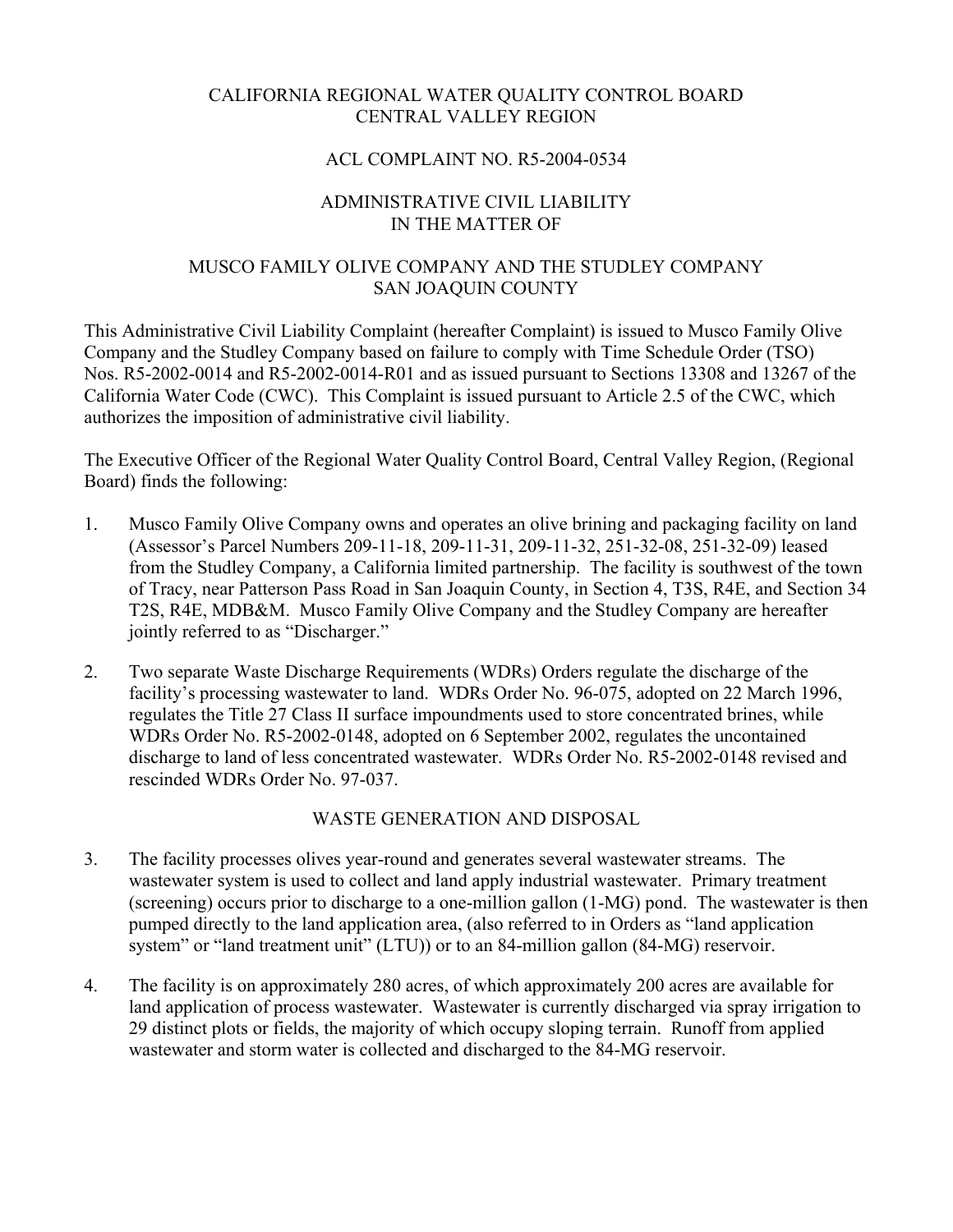CALIFORNIA REGIONAL WATER QUALITY CONTROL BOARD
CENTRAL VALLEY REGION

ACL COMPLAINT NO. R5-2004-0534

ADMINISTRATIVE CIVIL LIABILITY
IN THE MATTER OF

MUSCO FAMILY OLIVE COMPANY AND THE STUDLEY COMPANY
SAN JOAQUIN COUNTY

This Administrative Civil Liability Complaint (hereafter Complaint) is issued to Musco Family Olive Company and the Studley Company based on failure to comply with Time Schedule Order (TSO) Nos. R5-2002-0014 and R5-2002-0014-R01 and as issued pursuant to Sections 13308 and 13267 of the California Water Code (CWC). This Complaint is issued pursuant to Article 2.5 of the CWC, which authorizes the imposition of administrative civil liability.

The Executive Officer of the Regional Water Quality Control Board, Central Valley Region, (Regional Board) finds the following:

1. Musco Family Olive Company owns and operates an olive brining and packaging facility on land (Assessor's Parcel Numbers 209-11-18, 209-11-31, 209-11-32, 251-32-08, 251-32-09) leased from the Studley Company, a California limited partnership. The facility is southwest of the town of Tracy, near Patterson Pass Road in San Joaquin County, in Section 4, T3S, R4E, and Section 34 T2S, R4E, MDB&M. Musco Family Olive Company and the Studley Company are hereafter jointly referred to as "Discharger."

2. Two separate Waste Discharge Requirements (WDRs) Orders regulate the discharge of the facility's processing wastewater to land. WDRs Order No. 96-075, adopted on 22 March 1996, regulates the Title 27 Class II surface impoundments used to store concentrated brines, while WDRs Order No. R5-2002-0148, adopted on 6 September 2002, regulates the uncontained discharge to land of less concentrated wastewater. WDRs Order No. R5-2002-0148 revised and rescinded WDRs Order No. 97-037.

WASTE GENERATION AND DISPOSAL

3. The facility processes olives year-round and generates several wastewater streams. The wastewater system is used to collect and land apply industrial wastewater. Primary treatment (screening) occurs prior to discharge to a one-million gallon (1-MG) pond. The wastewater is then pumped directly to the land application area, (also referred to in Orders as "land application system" or "land treatment unit" (LTU)) or to an 84-million gallon (84-MG) reservoir.

4. The facility is on approximately 280 acres, of which approximately 200 acres are available for land application of process wastewater. Wastewater is currently discharged via spray irrigation to 29 distinct plots or fields, the majority of which occupy sloping terrain. Runoff from applied wastewater and storm water is collected and discharged to the 84-MG reservoir.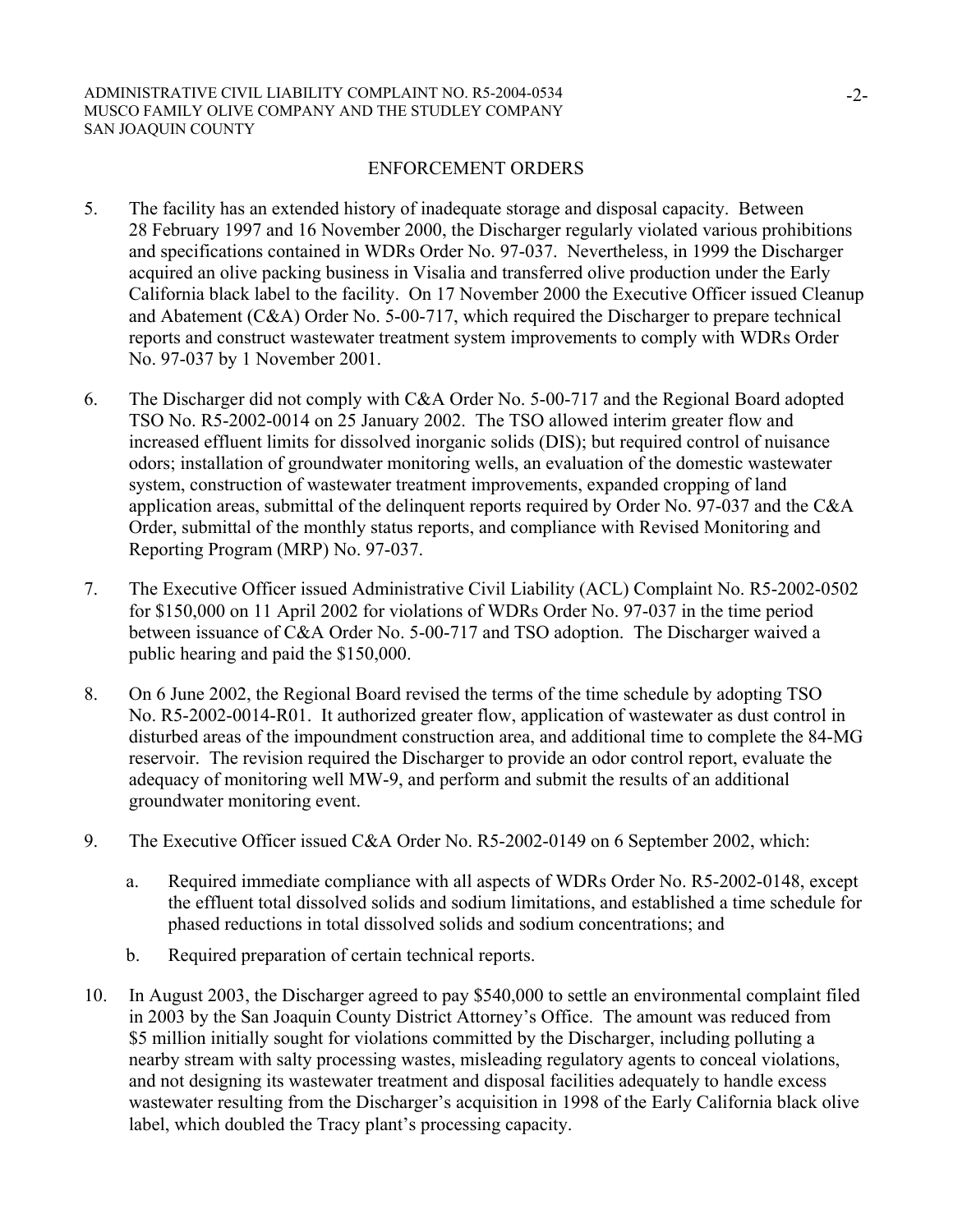## ENFORCEMENT ORDERS

5. The facility has an extended history of inadequate storage and disposal capacity. Between 28 February 1997 and 16 November 2000, the Discharger regularly violated various prohibitions and specifications contained in WDRs Order No. 97-037. Nevertheless, in 1999 the Discharger acquired an olive packing business in Visalia and transferred olive production under the Early California black label to the facility. On 17 November 2000 the Executive Officer issued Cleanup and Abatement (C&A) Order No. 5-00-717, which required the Discharger to prepare technical reports and construct wastewater treatment system improvements to comply with WDRs Order No. 97-037 by 1 November 2001.

6. The Discharger did not comply with C&A Order No. 5-00-717 and the Regional Board adopted TSO No. R5-2002-0014 on 25 January 2002. The TSO allowed interim greater flow and increased effluent limits for dissolved inorganic solids (DIS); but required control of nuisance odors; installation of groundwater monitoring wells, an evaluation of the domestic wastewater system, construction of wastewater treatment improvements, expanded cropping of land application areas, submittal of the delinquent reports required by Order No. 97-037 and the C&A Order, submittal of the monthly status reports, and compliance with Revised Monitoring and Reporting Program (MRP) No. 97-037.

7. The Executive Officer issued Administrative Civil Liability (ACL) Complaint No. R5-2002-0502 for $150,000 on 11 April 2002 for violations of WDRs Order No. 97-037 in the time period between issuance of C&A Order No. 5-00-717 and TSO adoption. The Discharger waived a public hearing and paid the $150,000.

8. On 6 June 2002, the Regional Board revised the terms of the time schedule by adopting TSO No. R5-2002-0014-R01. It authorized greater flow, application of wastewater as dust control in disturbed areas of the impoundment construction area, and additional time to complete the 84-MG reservoir. The revision required the Discharger to provide an odor control report, evaluate the adequacy of monitoring well MW-9, and perform and submit the results of an additional groundwater monitoring event.

9. The Executive Officer issued C&A Order No. R5-2002-0149 on 6 September 2002, which:

   a. Required immediate compliance with all aspects of WDRs Order No. R5-2002-0148, except the effluent total dissolved solids and sodium limitations, and established a time schedule for phased reductions in total dissolved solids and sodium concentrations; and

   b. Required preparation of certain technical reports.

10. In August 2003, the Discharger agreed to pay $540,000 to settle an environmental complaint filed in 2003 by the San Joaquin County District Attorney's Office. The amount was reduced from $5 million initially sought for violations committed by the Discharger, including polluting a nearby stream with salty processing wastes, misleading regulatory agents to conceal violations, and not designing its wastewater treatment and disposal facilities adequately to handle excess wastewater resulting from the Discharger's acquisition in 1998 of the Early California black olive label, which doubled the Tracy plant's processing capacity.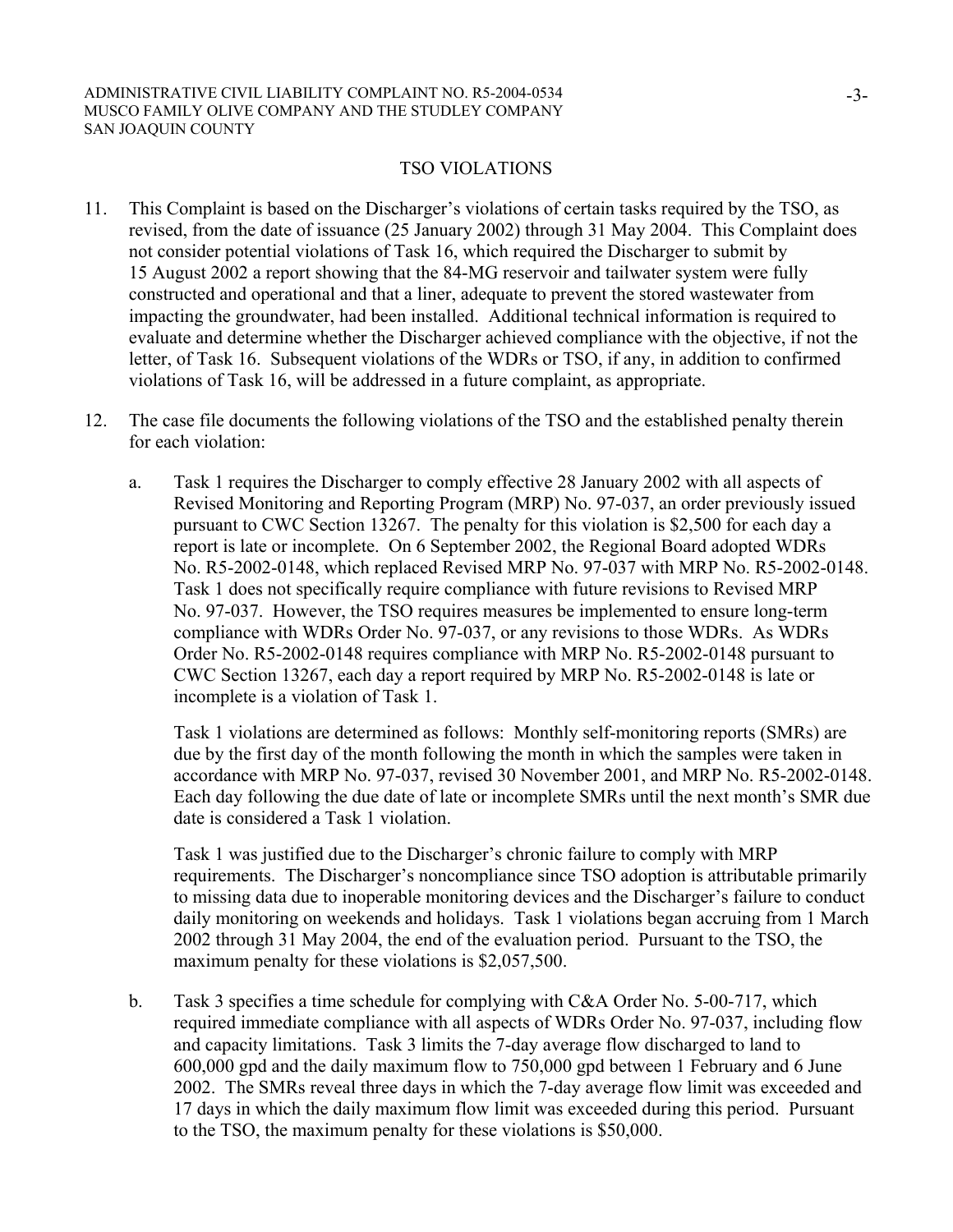## TSO VIOLATIONS

11. This Complaint is based on the Discharger's violations of certain tasks required by the TSO, as revised, from the date of issuance (25 January 2002) through 31 May 2004. This Complaint does not consider potential violations of Task 16, which required the Discharger to submit by 15 August 2002 a report showing that the 84-MG reservoir and tailwater system were fully constructed and operational and that a liner, adequate to prevent the stored wastewater from impacting the groundwater, had been installed. Additional technical information is required to evaluate and determine whether the Discharger achieved compliance with the objective, if not the letter, of Task 16. Subsequent violations of the WDRs or TSO, if any, in addition to confirmed violations of Task 16, will be addressed in a future complaint, as appropriate.

12. The case file documents the following violations of the TSO and the established penalty therein for each violation:

    a. Task 1 requires the Discharger to comply effective 28 January 2002 with all aspects of Revised Monitoring and Reporting Program (MRP) No. 97-037, an order previously issued pursuant to CWC Section 13267. The penalty for this violation is $2,500 for each day a report is late or incomplete. On 6 September 2002, the Regional Board adopted WDRs No. R5-2002-0148, which replaced Revised MRP No. 97-037 with MRP No. R5-2002-0148. Task 1 does not specifically require compliance with future revisions to Revised MRP No. 97-037. However, the TSO requires measures be implemented to ensure long-term compliance with WDRs Order No. 97-037, or any revisions to those WDRs. As WDRs Order No. R5-2002-0148 requires compliance with MRP No. R5-2002-0148 pursuant to CWC Section 13267, each day a report required by MRP No. R5-2002-0148 is late or incomplete is a violation of Task 1.

       Task 1 violations are determined as follows: Monthly self-monitoring reports (SMRs) are due by the first day of the month following the month in which the samples were taken in accordance with MRP No. 97-037, revised 30 November 2001, and MRP No. R5-2002-0148. Each day following the due date of late or incomplete SMRs until the next month's SMR due date is considered a Task 1 violation.

       Task 1 was justified due to the Discharger's chronic failure to comply with MRP requirements. The Discharger's noncompliance since TSO adoption is attributable primarily to missing data due to inoperable monitoring devices and the Discharger's failure to conduct daily monitoring on weekends and holidays. Task 1 violations began accruing from 1 March 2002 through 31 May 2004, the end of the evaluation period. Pursuant to the TSO, the maximum penalty for these violations is $2,057,500.

    b. Task 3 specifies a time schedule for complying with C&A Order No. 5-00-717, which required immediate compliance with all aspects of WDRs Order No. 97-037, including flow and capacity limitations. Task 3 limits the 7-day average flow discharged to land to 600,000 gpd and the daily maximum flow to 750,000 gpd between 1 February and 6 June 2002. The SMRs reveal three days in which the 7-day average flow limit was exceeded and 17 days in which the daily maximum flow limit was exceeded during this period. Pursuant to the TSO, the maximum penalty for these violations is $50,000.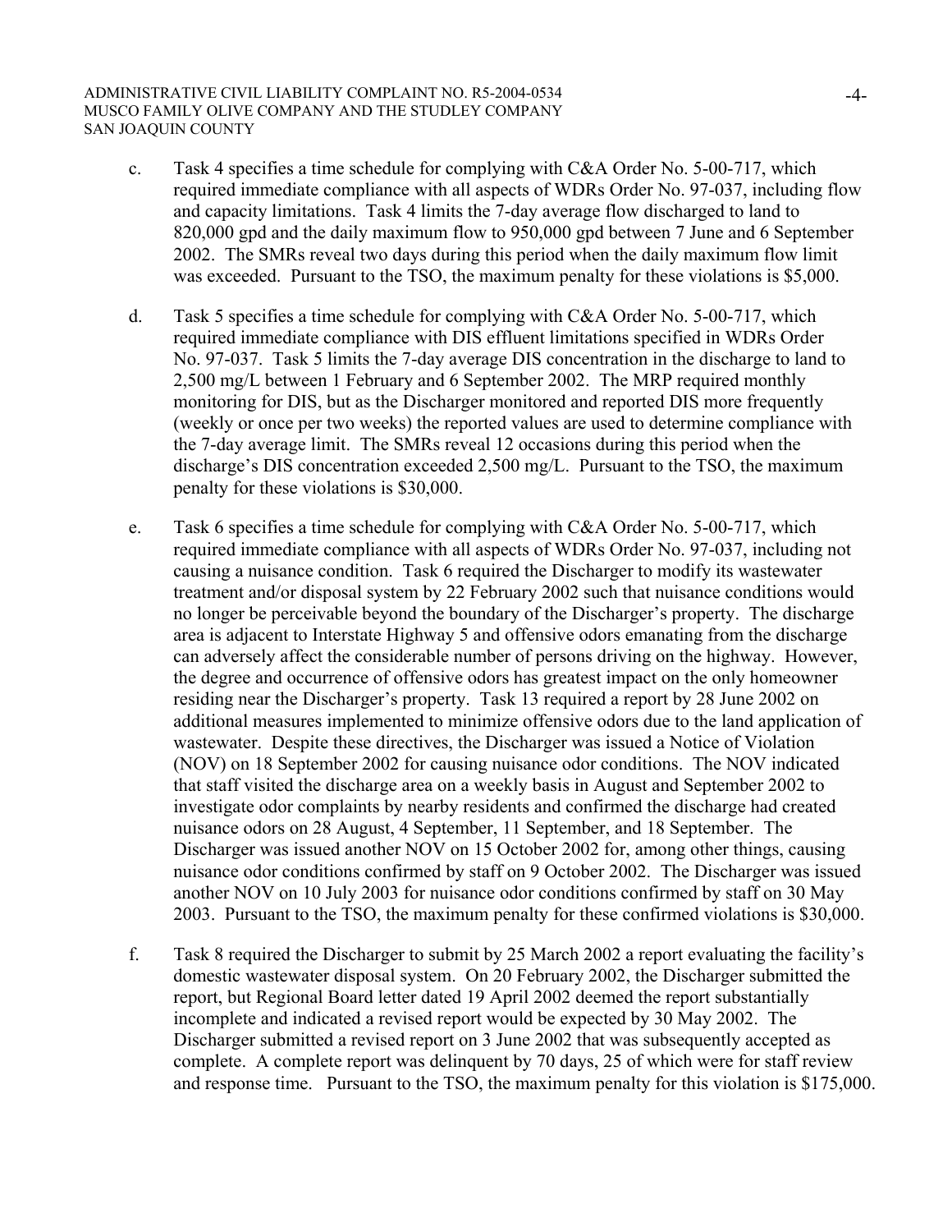c. Task 4 specifies a time schedule for complying with C&A Order No. 5-00-717, which required immediate compliance with all aspects of WDRs Order No. 97-037, including flow and capacity limitations. Task 4 limits the 7-day average flow discharged to land to 820,000 gpd and the daily maximum flow to 950,000 gpd between 7 June and 6 September 2002. The SMRs reveal two days during this period when the daily maximum flow limit was exceeded. Pursuant to the TSO, the maximum penalty for these violations is $5,000.

d. Task 5 specifies a time schedule for complying with C&A Order No. 5-00-717, which required immediate compliance with DIS effluent limitations specified in WDRs Order No. 97-037. Task 5 limits the 7-day average DIS concentration in the discharge to land to 2,500 mg/L between 1 February and 6 September 2002. The MRP required monthly monitoring for DIS, but as the Discharger monitored and reported DIS more frequently (weekly or once per two weeks) the reported values are used to determine compliance with the 7-day average limit. The SMRs reveal 12 occasions during this period when the discharge's DIS concentration exceeded 2,500 mg/L. Pursuant to the TSO, the maximum penalty for these violations is $30,000.

e. Task 6 specifies a time schedule for complying with C&A Order No. 5-00-717, which required immediate compliance with all aspects of WDRs Order No. 97-037, including not causing a nuisance condition. Task 6 required the Discharger to modify its wastewater treatment and/or disposal system by 22 February 2002 such that nuisance conditions would no longer be perceivable beyond the boundary of the Discharger's property. The discharge area is adjacent to Interstate Highway 5 and offensive odors emanating from the discharge can adversely affect the considerable number of persons driving on the highway. However, the degree and occurrence of offensive odors has greatest impact on the only homeowner residing near the Discharger's property. Task 13 required a report by 28 June 2002 on additional measures implemented to minimize offensive odors due to the land application of wastewater. Despite these directives, the Discharger was issued a Notice of Violation (NOV) on 18 September 2002 for causing nuisance odor conditions. The NOV indicated that staff visited the discharge area on a weekly basis in August and September 2002 to investigate odor complaints by nearby residents and confirmed the discharge had created nuisance odors on 28 August, 4 September, 11 September, and 18 September. The Discharger was issued another NOV on 15 October 2002 for, among other things, causing nuisance odor conditions confirmed by staff on 9 October 2002. The Discharger was issued another NOV on 10 July 2003 for nuisance odor conditions confirmed by staff on 30 May 2003. Pursuant to the TSO, the maximum penalty for these confirmed violations is $30,000.

f. Task 8 required the Discharger to submit by 25 March 2002 a report evaluating the facility's domestic wastewater disposal system. On 20 February 2002, the Discharger submitted the report, but Regional Board letter dated 19 April 2002 deemed the report substantially incomplete and indicated a revised report would be expected by 30 May 2002. The Discharger submitted a revised report on 3 June 2002 that was subsequently accepted as complete. A complete report was delinquent by 70 days, 25 of which were for staff review and response time. Pursuant to the TSO, the maximum penalty for this violation is $175,000.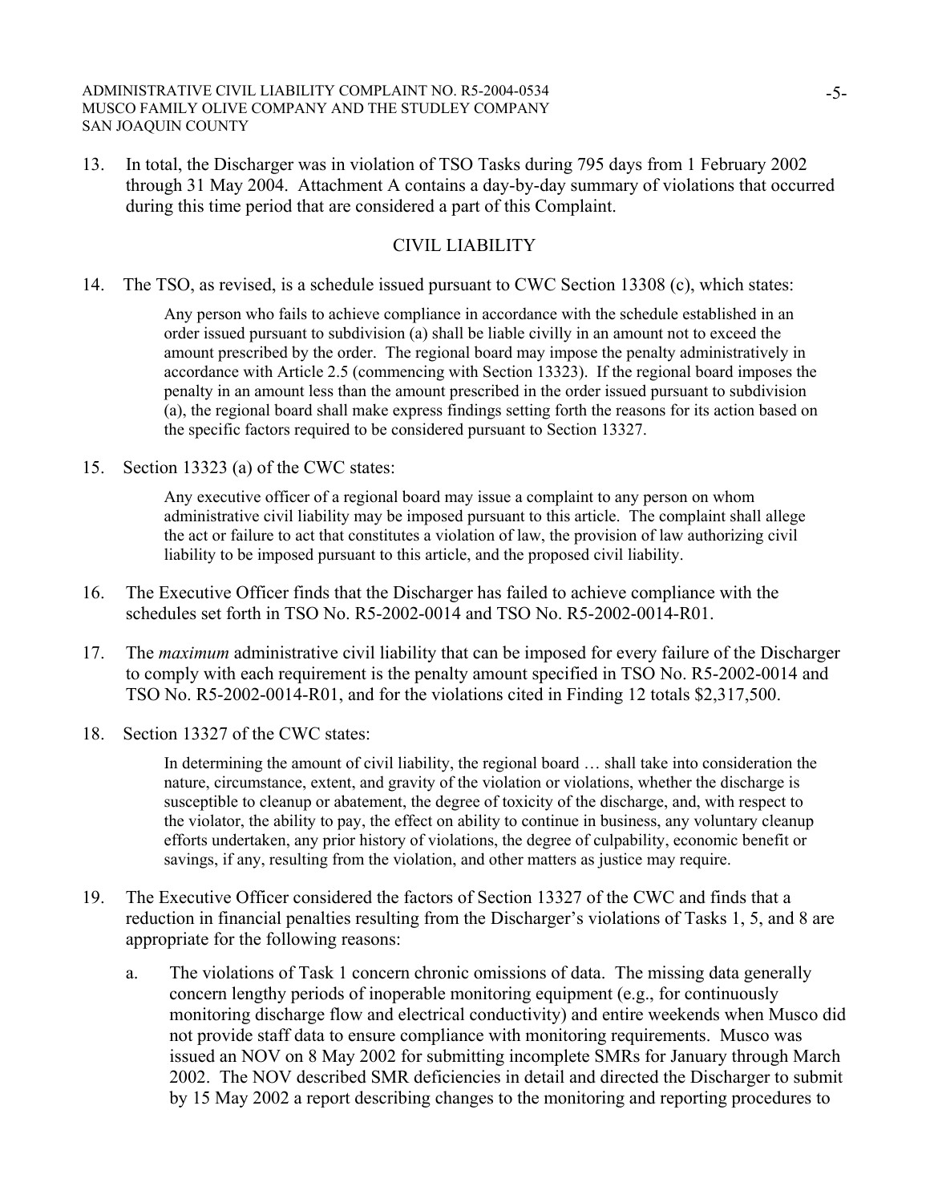13. In total, the Discharger was in violation of TSO Tasks during 795 days from 1 February 2002 through 31 May 2004. Attachment A contains a day-by-day summary of violations that occurred during this time period that are considered a part of this Complaint.

## CIVIL LIABILITY

14. The TSO, as revised, is a schedule issued pursuant to CWC Section 13308 (c), which states:

> Any person who fails to achieve compliance in accordance with the schedule established in an order issued pursuant to subdivision (a) shall be liable civilly in an amount not to exceed the amount prescribed by the order. The regional board may impose the penalty administratively in accordance with Article 2.5 (commencing with Section 13323). If the regional board imposes the penalty in an amount less than the amount prescribed in the order issued pursuant to subdivision (a), the regional board shall make express findings setting forth the reasons for its action based on the specific factors required to be considered pursuant to Section 13327.

15. Section 13323 (a) of the CWC states:

> Any executive officer of a regional board may issue a complaint to any person on whom administrative civil liability may be imposed pursuant to this article. The complaint shall allege the act or failure to act that constitutes a violation of law, the provision of law authorizing civil liability to be imposed pursuant to this article, and the proposed civil liability.

16. The Executive Officer finds that the Discharger has failed to achieve compliance with the schedules set forth in TSO No. R5-2002-0014 and TSO No. R5-2002-0014-R01.

17. The *maximum* administrative civil liability that can be imposed for every failure of the Discharger to comply with each requirement is the penalty amount specified in TSO No. R5-2002-0014 and TSO No. R5-2002-0014-R01, and for the violations cited in Finding 12 totals $2,317,500.

18. Section 13327 of the CWC states:

> In determining the amount of civil liability, the regional board … shall take into consideration the nature, circumstance, extent, and gravity of the violation or violations, whether the discharge is susceptible to cleanup or abatement, the degree of toxicity of the discharge, and, with respect to the violator, the ability to pay, the effect on ability to continue in business, any voluntary cleanup efforts undertaken, any prior history of violations, the degree of culpability, economic benefit or savings, if any, resulting from the violation, and other matters as justice may require.

19. The Executive Officer considered the factors of Section 13327 of the CWC and finds that a reduction in financial penalties resulting from the Discharger's violations of Tasks 1, 5, and 8 are appropriate for the following reasons:

    a. The violations of Task 1 concern chronic omissions of data. The missing data generally concern lengthy periods of inoperable monitoring equipment (e.g., for continuously monitoring discharge flow and electrical conductivity) and entire weekends when Musco did not provide staff data to ensure compliance with monitoring requirements. Musco was issued an NOV on 8 May 2002 for submitting incomplete SMRs for January through March 2002. The NOV described SMR deficiencies in detail and directed the Discharger to submit by 15 May 2002 a report describing changes to the monitoring and reporting procedures to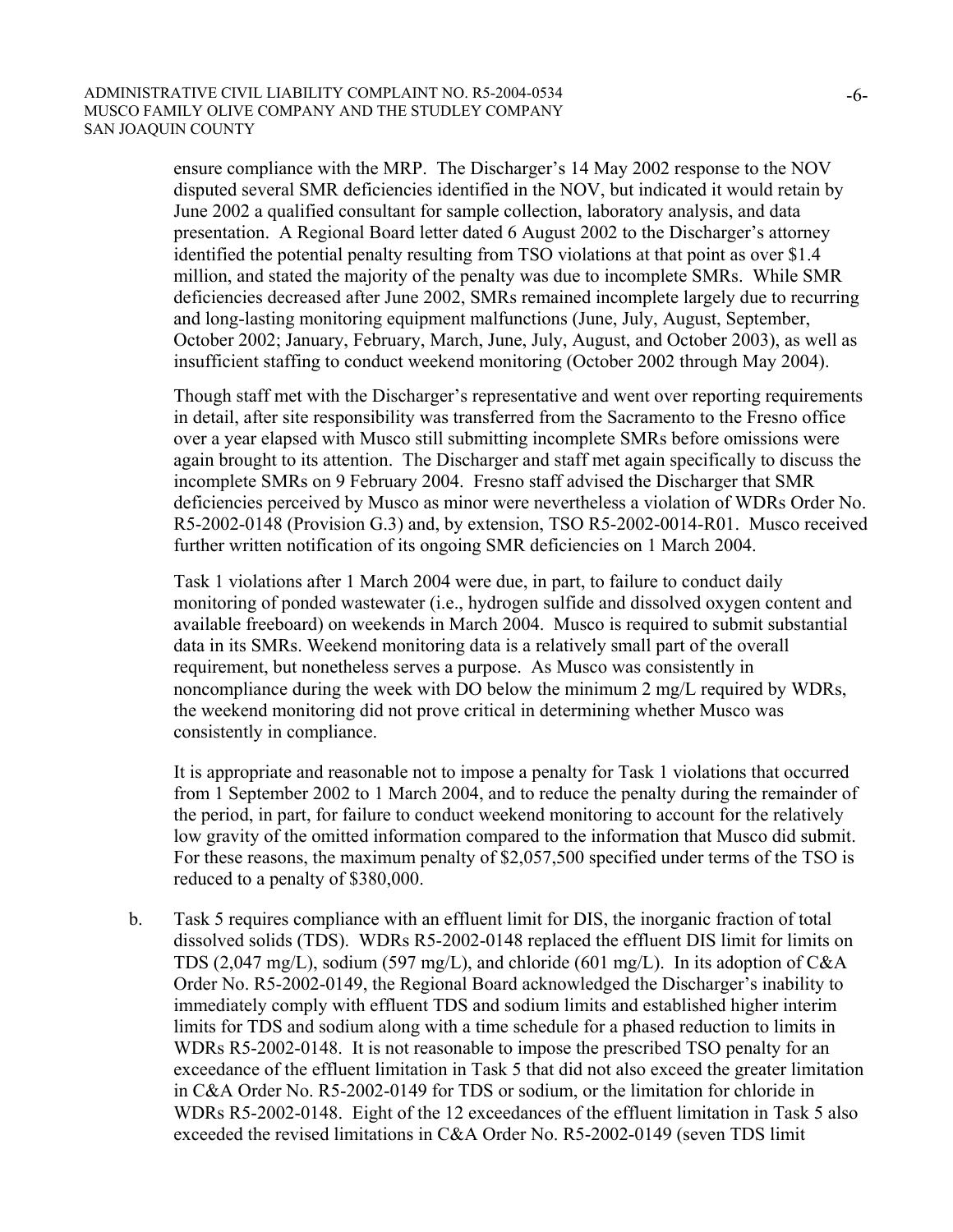ensure compliance with the MRP. The Discharger's 14 May 2002 response to the NOV disputed several SMR deficiencies identified in the NOV, but indicated it would retain by June 2002 a qualified consultant for sample collection, laboratory analysis, and data presentation. A Regional Board letter dated 6 August 2002 to the Discharger's attorney identified the potential penalty resulting from TSO violations at that point as over $1.4 million, and stated the majority of the penalty was due to incomplete SMRs. While SMR deficiencies decreased after June 2002, SMRs remained incomplete largely due to recurring and long-lasting monitoring equipment malfunctions (June, July, August, September, October 2002; January, February, March, June, July, August, and October 2003), as well as insufficient staffing to conduct weekend monitoring (October 2002 through May 2004).

Though staff met with the Discharger's representative and went over reporting requirements in detail, after site responsibility was transferred from the Sacramento to the Fresno office over a year elapsed with Musco still submitting incomplete SMRs before omissions were again brought to its attention. The Discharger and staff met again specifically to discuss the incomplete SMRs on 9 February 2004. Fresno staff advised the Discharger that SMR deficiencies perceived by Musco as minor were nevertheless a violation of WDRs Order No. R5-2002-0148 (Provision G.3) and, by extension, TSO R5-2002-0014-R01. Musco received further written notification of its ongoing SMR deficiencies on 1 March 2004.

Task 1 violations after 1 March 2004 were due, in part, to failure to conduct daily monitoring of ponded wastewater (i.e., hydrogen sulfide and dissolved oxygen content and available freeboard) on weekends in March 2004. Musco is required to submit substantial data in its SMRs. Weekend monitoring data is a relatively small part of the overall requirement, but nonetheless serves a purpose. As Musco was consistently in noncompliance during the week with DO below the minimum 2 mg/L required by WDRs, the weekend monitoring did not prove critical in determining whether Musco was consistently in compliance.

It is appropriate and reasonable not to impose a penalty for Task 1 violations that occurred from 1 September 2002 to 1 March 2004, and to reduce the penalty during the remainder of the period, in part, for failure to conduct weekend monitoring to account for the relatively low gravity of the omitted information compared to the information that Musco did submit. For these reasons, the maximum penalty of $2,057,500 specified under terms of the TSO is reduced to a penalty of $380,000.

b. Task 5 requires compliance with an effluent limit for DIS, the inorganic fraction of total dissolved solids (TDS). WDRs R5-2002-0148 replaced the effluent DIS limit for limits on TDS (2,047 mg/L), sodium (597 mg/L), and chloride (601 mg/L). In its adoption of C&A Order No. R5-2002-0149, the Regional Board acknowledged the Discharger's inability to immediately comply with effluent TDS and sodium limits and established higher interim limits for TDS and sodium along with a time schedule for a phased reduction to limits in WDRs R5-2002-0148. It is not reasonable to impose the prescribed TSO penalty for an exceedance of the effluent limitation in Task 5 that did not also exceed the greater limitation in C&A Order No. R5-2002-0149 for TDS or sodium, or the limitation for chloride in WDRs R5-2002-0148. Eight of the 12 exceedances of the effluent limitation in Task 5 also exceeded the revised limitations in C&A Order No. R5-2002-0149 (seven TDS limit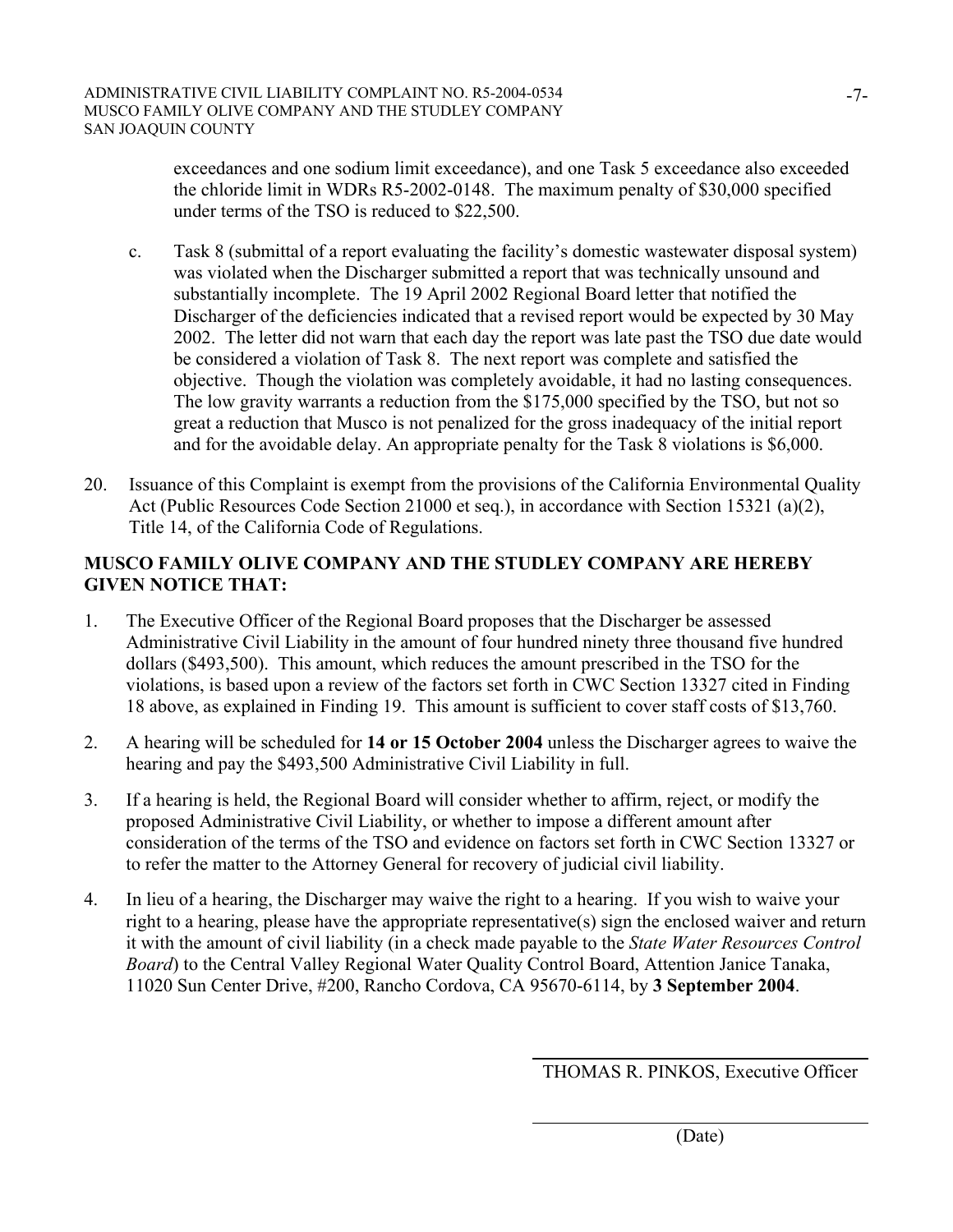exceedances and one sodium limit exceedance), and one Task 5 exceedance also exceeded the chloride limit in WDRs R5-2002-0148. The maximum penalty of $30,000 specified under terms of the TSO is reduced to $22,500.

c. Task 8 (submittal of a report evaluating the facility's domestic wastewater disposal system) was violated when the Discharger submitted a report that was technically unsound and substantially incomplete. The 19 April 2002 Regional Board letter that notified the Discharger of the deficiencies indicated that a revised report would be expected by 30 May 2002. The letter did not warn that each day the report was late past the TSO due date would be considered a violation of Task 8. The next report was complete and satisfied the objective. Though the violation was completely avoidable, it had no lasting consequences. The low gravity warrants a reduction from the $175,000 specified by the TSO, but not so great a reduction that Musco is not penalized for the gross inadequacy of the initial report and for the avoidable delay. An appropriate penalty for the Task 8 violations is $6,000.

20. Issuance of this Complaint is exempt from the provisions of the California Environmental Quality Act (Public Resources Code Section 21000 et seq.), in accordance with Section 15321 (a)(2), Title 14, of the California Code of Regulations.

**MUSCO FAMILY OLIVE COMPANY AND THE STUDLEY COMPANY ARE HEREBY GIVEN NOTICE THAT:**

1. The Executive Officer of the Regional Board proposes that the Discharger be assessed Administrative Civil Liability in the amount of four hundred ninety three thousand five hundred dollars ($493,500). This amount, which reduces the amount prescribed in the TSO for the violations, is based upon a review of the factors set forth in CWC Section 13327 cited in Finding 18 above, as explained in Finding 19. This amount is sufficient to cover staff costs of $13,760.

2. A hearing will be scheduled for **14 or 15 October 2004** unless the Discharger agrees to waive the hearing and pay the $493,500 Administrative Civil Liability in full.

3. If a hearing is held, the Regional Board will consider whether to affirm, reject, or modify the proposed Administrative Civil Liability, or whether to impose a different amount after consideration of the terms of the TSO and evidence on factors set forth in CWC Section 13327 or to refer the matter to the Attorney General for recovery of judicial civil liability.

4. In lieu of a hearing, the Discharger may waive the right to a hearing. If you wish to waive your right to a hearing, please have the appropriate representative(s) sign the enclosed waiver and return it with the amount of civil liability (in a check made payable to the *State Water Resources Control Board*) to the Central Valley Regional Water Quality Control Board, Attention Janice Tanaka, 11020 Sun Center Drive, #200, Rancho Cordova, CA 95670-6114, by **3 September 2004**.

THOMAS R. PINKOS, Executive Officer

(Date)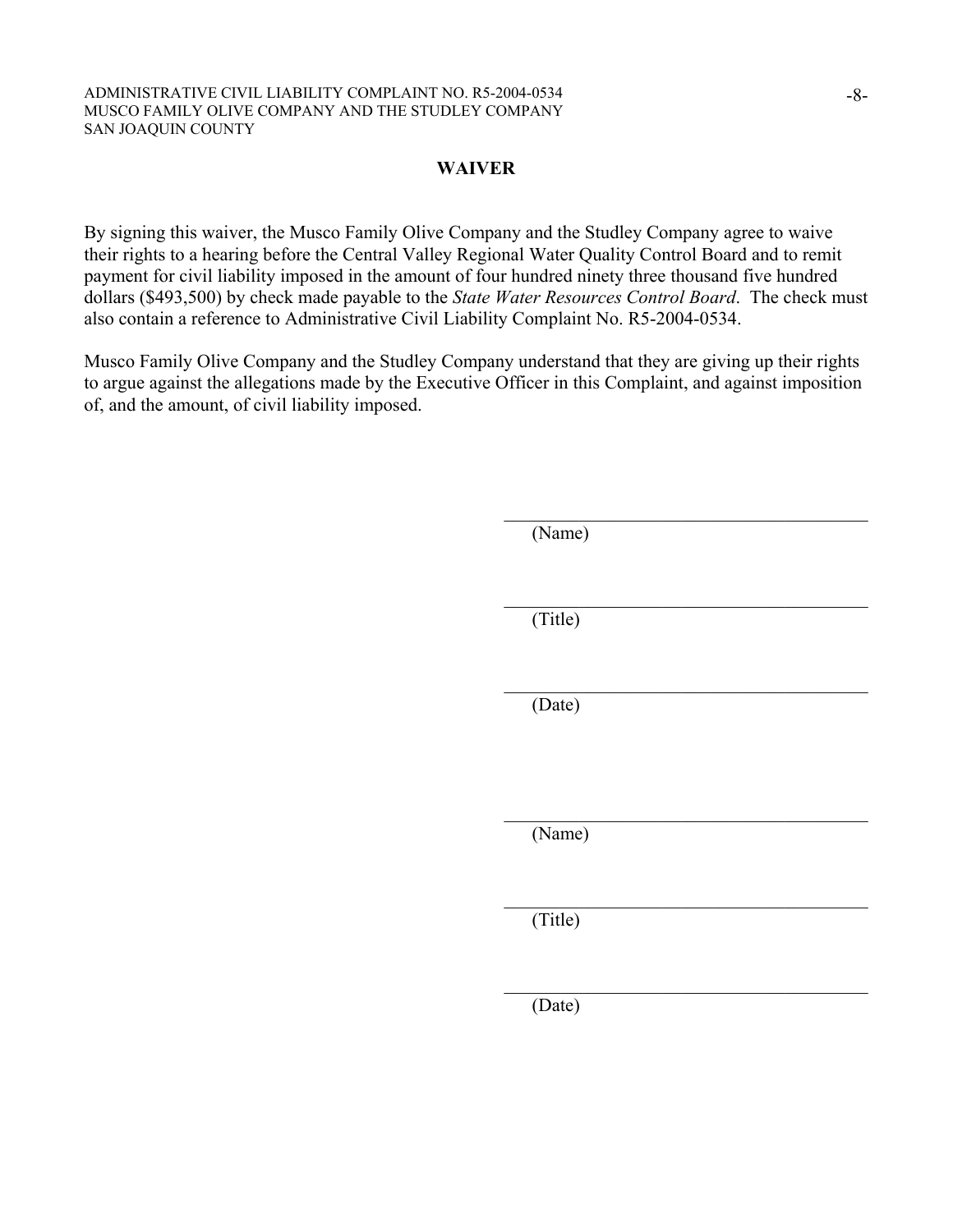## WAIVER

By signing this waiver, the Musco Family Olive Company and the Studley Company agree to waive their rights to a hearing before the Central Valley Regional Water Quality Control Board and to remit payment for civil liability imposed in the amount of four hundred ninety three thousand five hundred dollars ($493,500) by check made payable to the *State Water Resources Control Board*. The check must also contain a reference to Administrative Civil Liability Complaint No. R5-2004-0534.

Musco Family Olive Company and the Studley Company understand that they are giving up their rights to argue against the allegations made by the Executive Officer in this Complaint, and against imposition of, and the amount, of civil liability imposed.

\_\_\_\_\_\_\_\_\_\_\_\_\_\_\_\_\_\_\_\_\_\_\_\_\_\_\_\_\_\_\_\_\_\_\_\_\_\_\_\_
(Name)

\_\_\_\_\_\_\_\_\_\_\_\_\_\_\_\_\_\_\_\_\_\_\_\_\_\_\_\_\_\_\_\_\_\_\_\_\_\_\_\_
(Title)

\_\_\_\_\_\_\_\_\_\_\_\_\_\_\_\_\_\_\_\_\_\_\_\_\_\_\_\_\_\_\_\_\_\_\_\_\_\_\_\_
(Date)

\_\_\_\_\_\_\_\_\_\_\_\_\_\_\_\_\_\_\_\_\_\_\_\_\_\_\_\_\_\_\_\_\_\_\_\_\_\_\_\_
(Name)

\_\_\_\_\_\_\_\_\_\_\_\_\_\_\_\_\_\_\_\_\_\_\_\_\_\_\_\_\_\_\_\_\_\_\_\_\_\_\_\_
(Title)

\_\_\_\_\_\_\_\_\_\_\_\_\_\_\_\_\_\_\_\_\_\_\_\_\_\_\_\_\_\_\_\_\_\_\_\_\_\_\_\_
(Date)